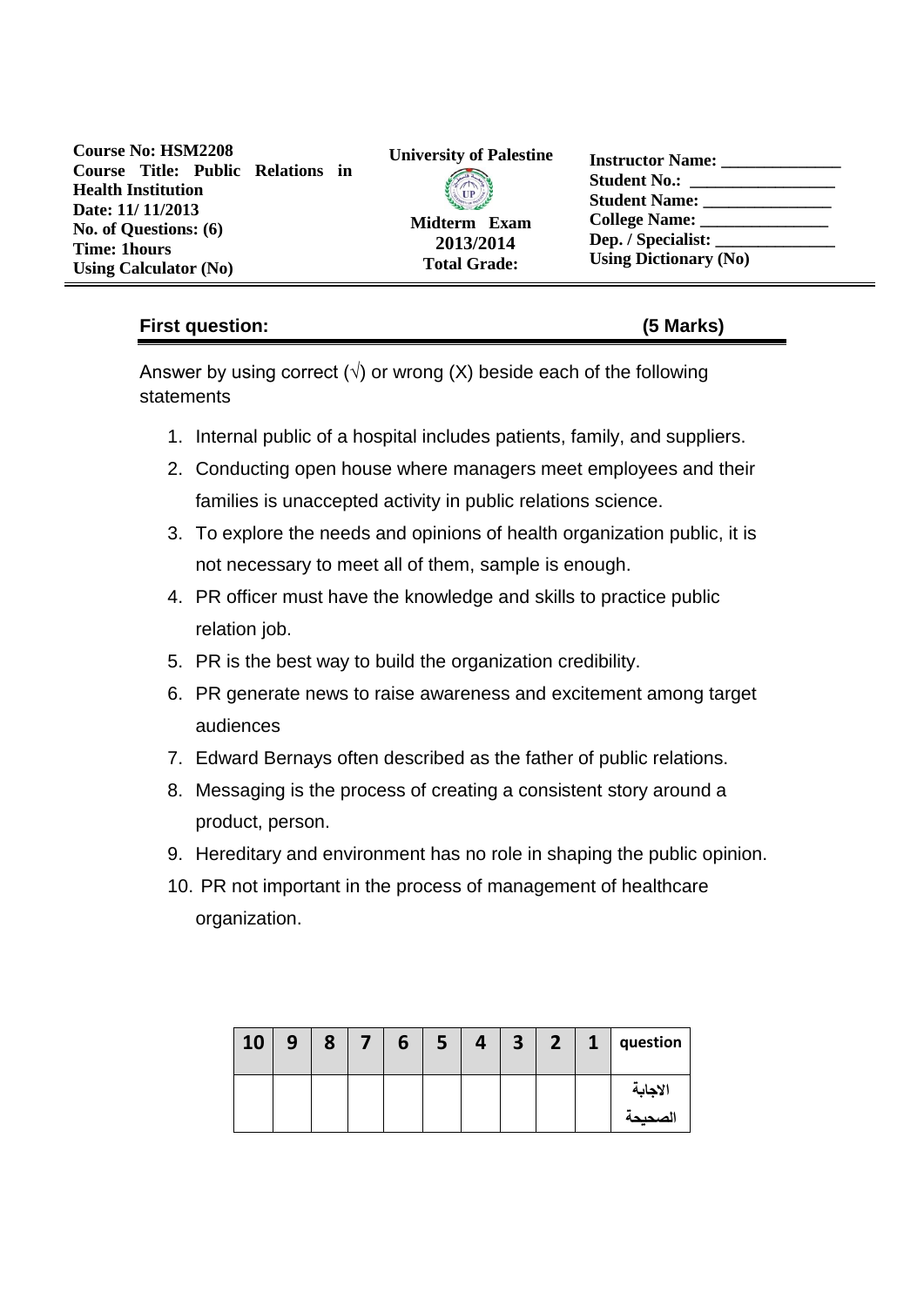**Course No: HSM2208**
**Course Title: Public Relations in Health Institution**
**Date: 11/ 11/2013**
**No. of Questions: (6)**
**Time: 1hours**
**Using Calculator (No)**

**University of Palestine**

**Midterm Exam**
**2013/2014**
**Total Grade:**

**Instructor Name:** ______________
**Student No.:** _________________
**Student Name:** _______________
**College Name:** _______________
**Dep. / Specialist:** ______________
**Using Dictionary (No)**

---

## First question: (5 Marks)

Answer by using correct (√) or wrong (X) beside each of the following statements

1. Internal public of a hospital includes patients, family, and suppliers.
2. Conducting open house where managers meet employees and their families is unaccepted activity in public relations science.
3. To explore the needs and opinions of health organization public, it is not necessary to meet all of them, sample is enough.
4. PR officer must have the knowledge and skills to practice public relation job.
5. PR is the best way to build the organization credibility.
6. PR generate news to raise awareness and excitement among target audiences
7. Edward Bernays often described as the father of public relations.
8. Messaging is the process of creating a consistent story around a product, person.
9. Hereditary and environment has no role in shaping the public opinion.
10. PR not important in the process of management of healthcare organization.

| 10 | 9 | 8 | 7 | 6 | 5 | 4 | 3 | 2 | 1 | question |
|---|---|---|---|---|---|---|---|---|---|---|
| | | | | | | | | | | الاجابة الصحيحة |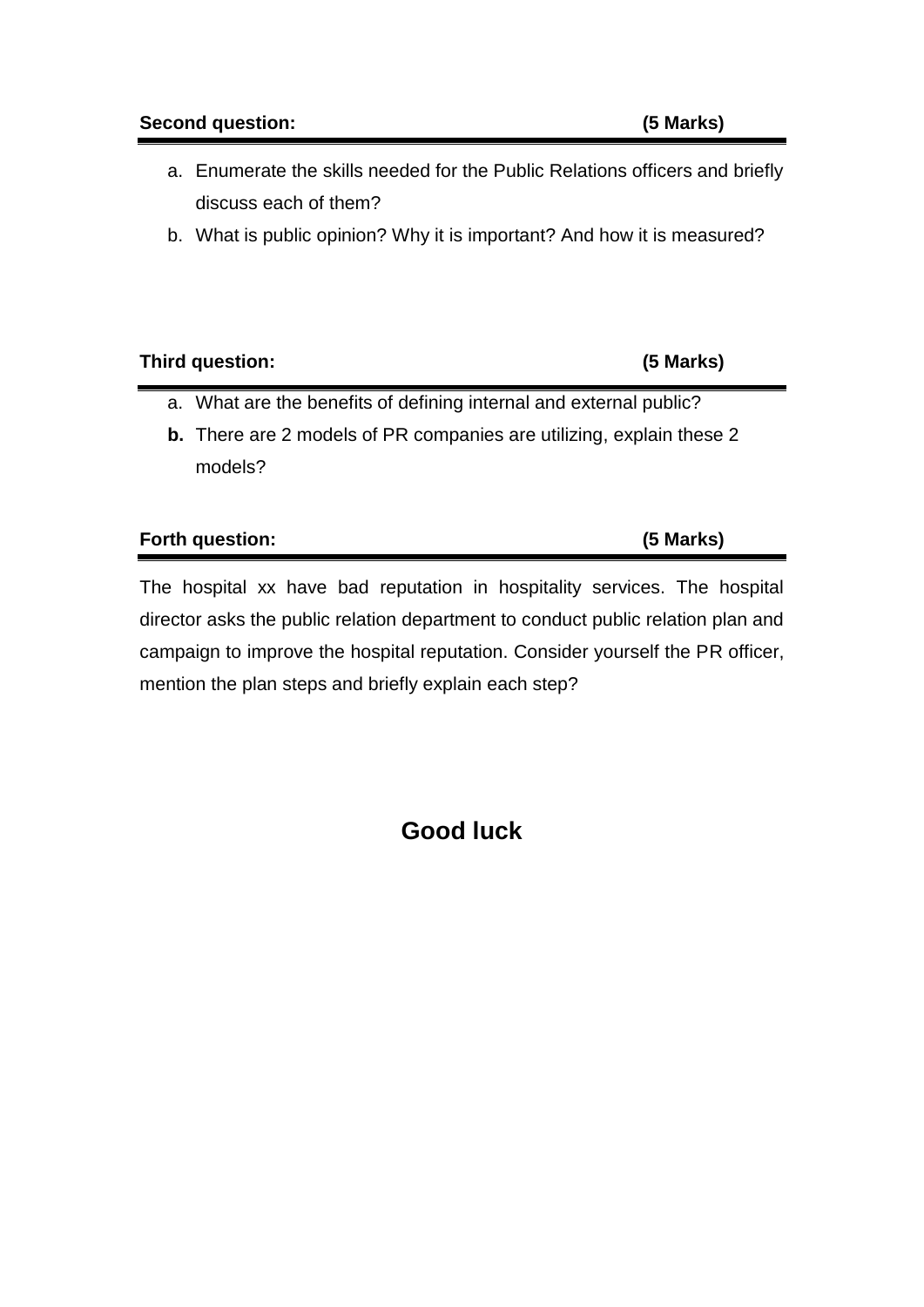**Second question: (5 Marks)**

a. Enumerate the skills needed for the Public Relations officers and briefly discuss each of them?
b. What is public opinion? Why it is important? And how it is measured?

**Third question: (5 Marks)**

a. What are the benefits of defining internal and external public?
**b.** There are 2 models of PR companies are utilizing, explain these 2 models?

**Forth question: (5 Marks)**

The hospital xx have bad reputation in hospitality services. The hospital director asks the public relation department to conduct public relation plan and campaign to improve the hospital reputation. Consider yourself the PR officer, mention the plan steps and briefly explain each step?

**Good luck**